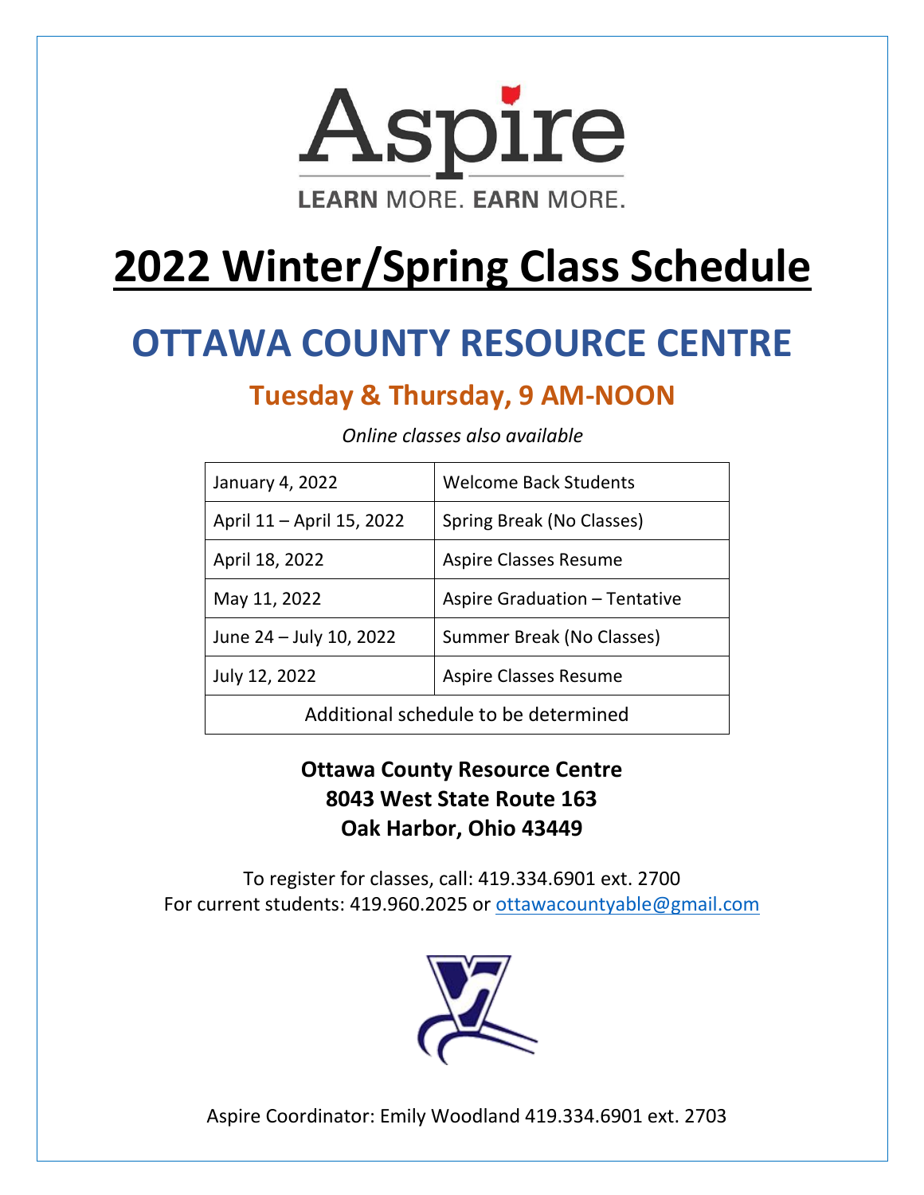Aspire

LEARN MORE. EARN MORE.

# 2022 Winter/Spring Class Schedule

## OTTAWA COUNTY RESOURCE CENTRE

### Tuesday & Thursday, 9 AM-NOON

*Online classes also available*

| | |
|---|---|
| January 4, 2022 | Welcome Back Students |
| April 11 – April 15, 2022 | Spring Break (No Classes) |
| April 18, 2022 | Aspire Classes Resume |
| May 11, 2022 | Aspire Graduation – Tentative |
| June 24 – July 10, 2022 | Summer Break (No Classes) |
| July 12, 2022 | Aspire Classes Resume |
| Additional schedule to be determined | |

**Ottawa County Resource Centre**
**8043 West State Route 163**
**Oak Harbor, Ohio 43449**

To register for classes, call: 419.334.6901 ext. 2700
For current students: 419.960.2025 or ottawacountyable@gmail.com

Aspire Coordinator: Emily Woodland 419.334.6901 ext. 2703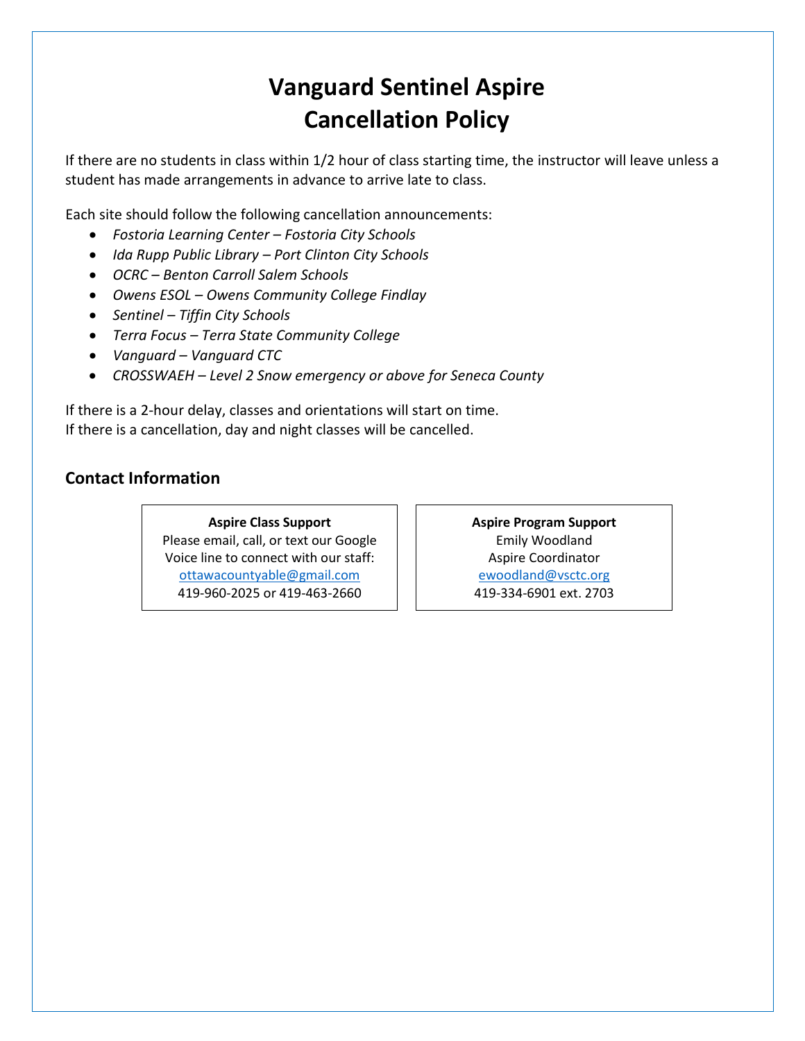# Vanguard Sentinel Aspire
# Cancellation Policy

If there are no students in class within 1/2 hour of class starting time, the instructor will leave unless a student has made arrangements in advance to arrive late to class.

Each site should follow the following cancellation announcements:

- *Fostoria Learning Center – Fostoria City Schools*
- *Ida Rupp Public Library – Port Clinton City Schools*
- *OCRC – Benton Carroll Salem Schools*
- *Owens ESOL – Owens Community College Findlay*
- *Sentinel – Tiffin City Schools*
- *Terra Focus – Terra State Community College*
- *Vanguard – Vanguard CTC*
- *CROSSWAEH – Level 2 Snow emergency or above for Seneca County*

If there is a 2-hour delay, classes and orientations will start on time.
If there is a cancellation, day and night classes will be cancelled.

## Contact Information

**Aspire Class Support**
Please email, call, or text our Google Voice line to connect with our staff:
ottawacountyable@gmail.com
419-960-2025 or 419-463-2660

**Aspire Program Support**
Emily Woodland
Aspire Coordinator
ewoodland@vsctc.org
419-334-6901 ext. 2703